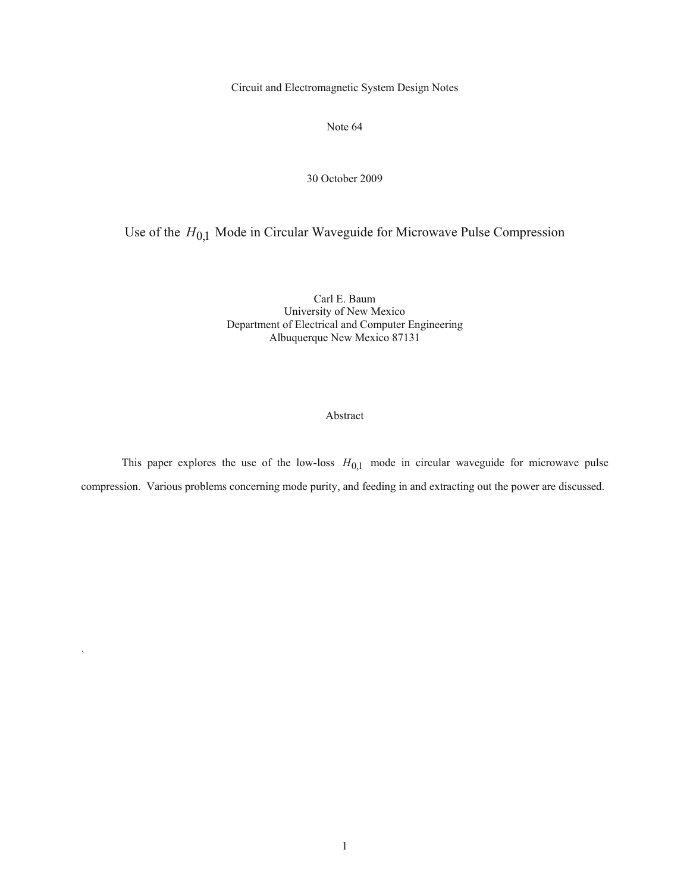Circuit and Electromagnetic System Design Notes

Note 64

30 October 2009

# Use of the $H_{0,1}$ Mode in Circular Waveguide for Microwave Pulse Compression

Carl E. Baum
University of New Mexico
Department of Electrical and Computer Engineering
Albuquerque New Mexico 87131

## Abstract

This paper explores the use of the low-loss $H_{0,1}$ mode in circular waveguide for microwave pulse compression. Various problems concerning mode purity, and feeding in and extracting out the power are discussed.

`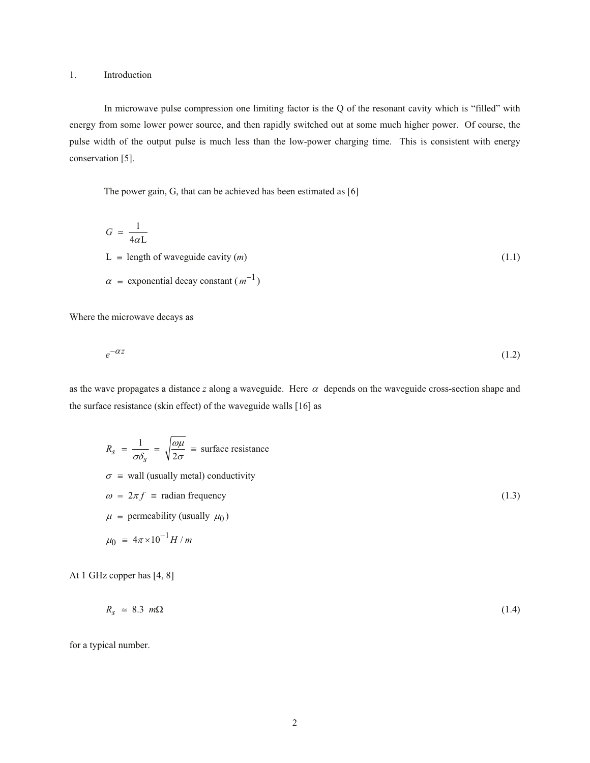## 1. Introduction

In microwave pulse compression one limiting factor is the Q of the resonant cavity which is "filled" with energy from some lower power source, and then rapidly switched out at some much higher power. Of course, the pulse width of the output pulse is much less than the low-power charging time. This is consistent with energy conservation [5].

The power gain, G, that can be achieved has been estimated as [6]

$$
\begin{aligned}
G &\simeq \frac{1}{4\alpha \mathrm{L}} \\
\mathrm{L} &\equiv \text{length of waveguide cavity } (m) \\
\alpha &\equiv \text{exponential decay constant } (m^{-1})
\end{aligned}
\tag{1.1}
$$

Where the microwave decays as

$$
e^{-\alpha z} \tag{1.2}
$$

as the wave propagates a distance $z$ along a waveguide. Here $\alpha$ depends on the waveguide cross-section shape and the surface resistance (skin effect) of the waveguide walls [16] as

$$
\begin{aligned}
R_s &= \frac{1}{\sigma \delta_s} = \sqrt{\frac{\omega\mu}{2\sigma}} \equiv \text{surface resistance} \\
\sigma &\equiv \text{wall (usually metal) conductivity} \\
\omega &= 2\pi f \equiv \text{radian frequency} \\
\mu &\equiv \text{permeability (usually } \mu_0\text{)} \\
\mu_0 &\equiv 4\pi \times 10^{-1} H/m
\end{aligned}
\tag{1.3}
$$

At 1 GHz copper has [4, 8]

$$
R_s \simeq 8.3 \ m\Omega \tag{1.4}
$$

for a typical number.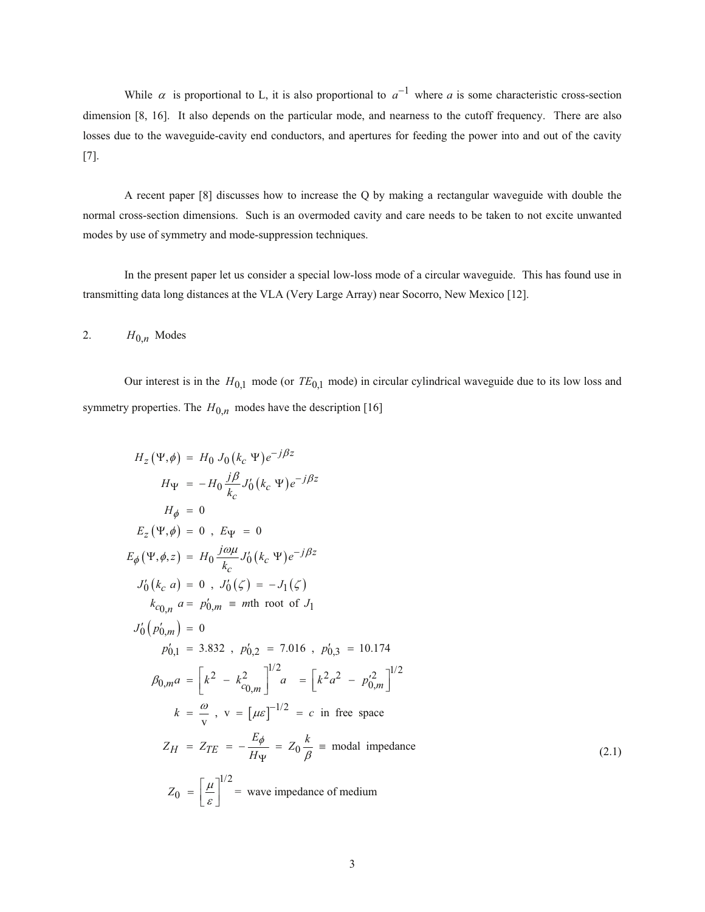While $\alpha$ is proportional to L, it is also proportional to $a^{-1}$ where $a$ is some characteristic cross-section dimension [8, 16]. It also depends on the particular mode, and nearness to the cutoff frequency. There are also losses due to the waveguide-cavity end conductors, and apertures for feeding the power into and out of the cavity [7].

A recent paper [8] discusses how to increase the Q by making a rectangular waveguide with double the normal cross-section dimensions. Such is an overmoded cavity and care needs to be taken to not excite unwanted modes by use of symmetry and mode-suppression techniques.

In the present paper let us consider a special low-loss mode of a circular waveguide. This has found use in transmitting data long distances at the VLA (Very Large Array) near Socorro, New Mexico [12].

## 2. $H_{0,n}$ Modes

Our interest is in the $H_{0,1}$ mode (or $TE_{0,1}$ mode) in circular cylindrical waveguide due to its low loss and symmetry properties. The $H_{0,n}$ modes have the description [16]

$$
\begin{aligned}
H_z(\Psi,\phi) &= H_0\, J_0(k_c\, \Psi)e^{-j\beta z} \\
H_\Psi &= -H_0 \frac{j\beta}{k_c} J_0'(k_c\, \Psi)e^{-j\beta z} \\
H_\phi &= 0 \\
E_z(\Psi,\phi) &= 0 \ , \ E_\Psi = 0 \\
E_\phi(\Psi,\phi,z) &= H_0 \frac{j\omega\mu}{k_c} J_0'(k_c\, \Psi)e^{-j\beta z} \\
J_0'(k_c\, a) &= 0 \ , \ J_0'(\zeta) = -J_1(\zeta) \\
k_{c_{0,n}}\, a &= p_{0,m}' \equiv m\text{th root of } J_1 \\
J_0'(p_{0,m}') &= 0 \\
p_{0,1}' &= 3.832 \ , \ p_{0,2}' = 7.016 \ , \ p_{0,3}' = 10.174 \\
\beta_{0,m} a &= \left[k^2 - k_{c_{0,m}}^2\right]^{1/2} a = \left[k^2 a^2 - p_{0,m}'^2\right]^{1/2} \\
k &= \frac{\omega}{\text{v}} \ , \ \text{v} = [\mu\varepsilon]^{-1/2} = c \text{ in free space} \\
Z_H &= Z_{TE} = -\frac{E_\phi}{H_\Psi} = Z_0 \frac{k}{\beta} \equiv \text{modal impedance} \\
Z_0 &= \left[\frac{\mu}{\varepsilon}\right]^{1/2} = \text{wave impedance of medium}
\end{aligned}
\tag{2.1}
$$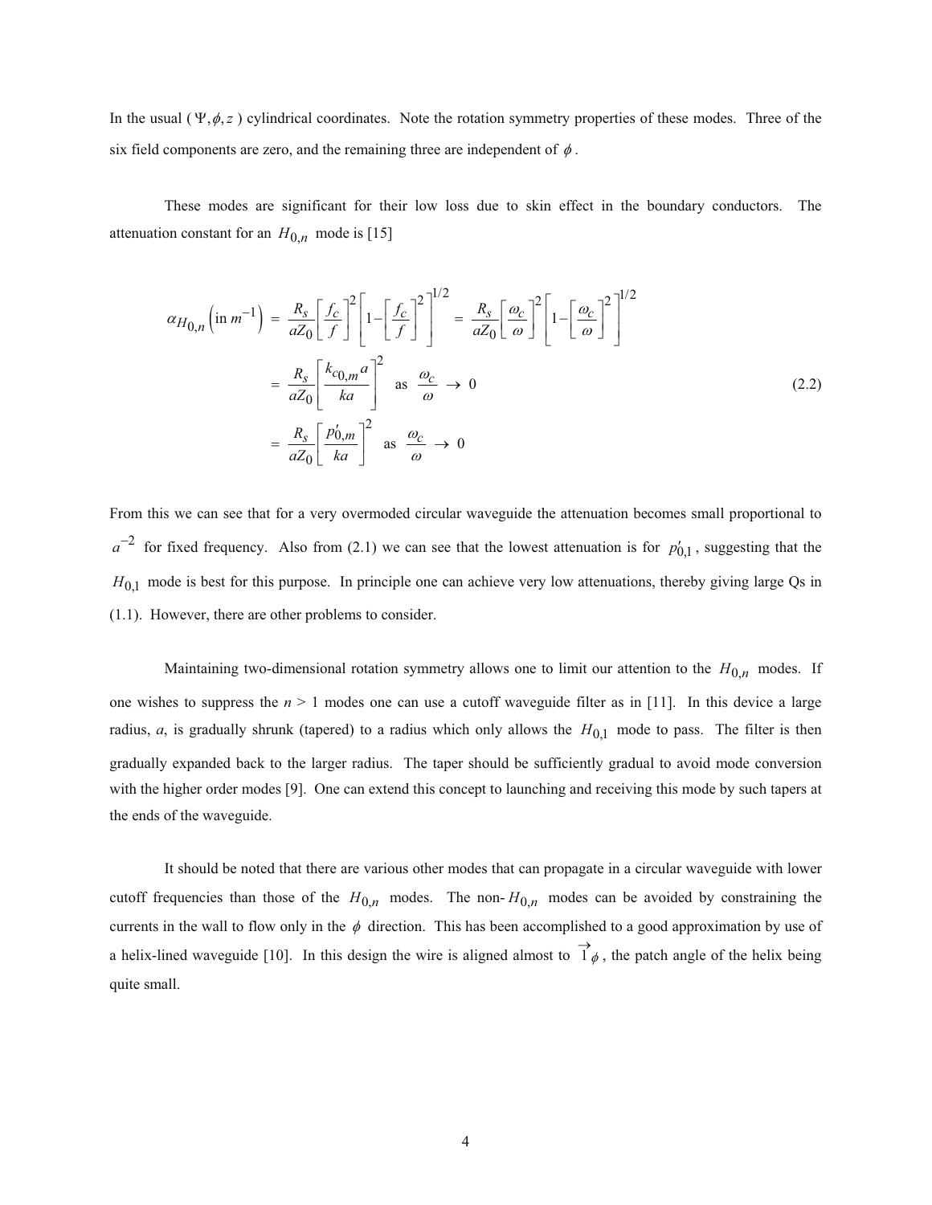In the usual ( $\Psi, \phi, z$ ) cylindrical coordinates. Note the rotation symmetry properties of these modes. Three of the six field components are zero, and the remaining three are independent of $\phi$.

These modes are significant for their low loss due to skin effect in the boundary conductors. The attenuation constant for an $H_{0,n}$ mode is [15]

$$
\begin{aligned}
\alpha_{H_{0,n}}\left(\text{in } m^{-1}\right) &= \frac{R_s}{aZ_0}\left[\frac{f_c}{f}\right]^2\left[1-\left[\frac{f_c}{f}\right]^2\right]^{1/2} = \frac{R_s}{aZ_0}\left[\frac{\omega_c}{\omega}\right]^2\left[1-\left[\frac{\omega_c}{\omega}\right]^2\right]^{1/2} \\
&= \frac{R_s}{aZ_0}\left[\frac{k_{c0,m}a}{ka}\right]^2 \quad \text{as} \quad \frac{\omega_c}{\omega} \to 0 \\
&= \frac{R_s}{aZ_0}\left[\frac{p'_{0,m}}{ka}\right]^2 \quad \text{as} \quad \frac{\omega_c}{\omega} \to 0
\end{aligned}
\tag{2.2}
$$

From this we can see that for a very overmoded circular waveguide the attenuation becomes small proportional to $a^{-2}$ for fixed frequency. Also from (2.1) we can see that the lowest attenuation is for $p'_{0,1}$, suggesting that the $H_{0,1}$ mode is best for this purpose. In principle one can achieve very low attenuations, thereby giving large Qs in (1.1). However, there are other problems to consider.

Maintaining two-dimensional rotation symmetry allows one to limit our attention to the $H_{0,n}$ modes. If one wishes to suppress the $n > 1$ modes one can use a cutoff waveguide filter as in [11]. In this device a large radius, $a$, is gradually shrunk (tapered) to a radius which only allows the $H_{0,1}$ mode to pass. The filter is then gradually expanded back to the larger radius. The taper should be sufficiently gradual to avoid mode conversion with the higher order modes [9]. One can extend this concept to launching and receiving this mode by such tapers at the ends of the waveguide.

It should be noted that there are various other modes that can propagate in a circular waveguide with lower cutoff frequencies than those of the $H_{0,n}$ modes. The non-$H_{0,n}$ modes can be avoided by constraining the currents in the wall to flow only in the $\phi$ direction. This has been accomplished to a good approximation by use of a helix-lined waveguide [10]. In this design the wire is aligned almost to $\vec{1}_\phi$, the patch angle of the helix being quite small.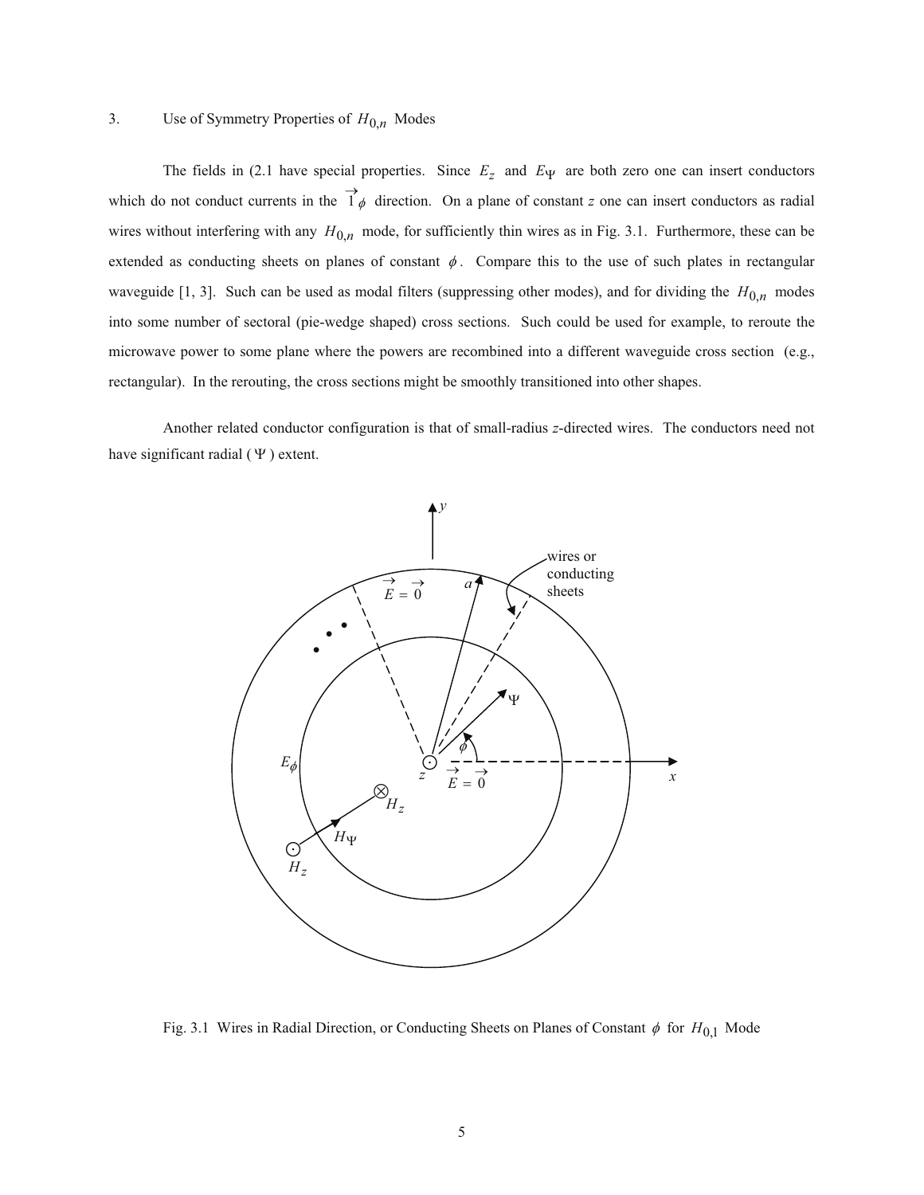## 3. Use of Symmetry Properties of $H_{0,n}$ Modes

The fields in (2.1 have special properties. Since $E_z$ and $E_\Psi$ are both zero one can insert conductors which do not conduct currents in the $\vec{1}_\phi$ direction. On a plane of constant $z$ one can insert conductors as radial wires without interfering with any $H_{0,n}$ mode, for sufficiently thin wires as in Fig. 3.1. Furthermore, these can be extended as conducting sheets on planes of constant $\phi$. Compare this to the use of such plates in rectangular waveguide [1, 3]. Such can be used as modal filters (suppressing other modes), and for dividing the $H_{0,n}$ modes into some number of sectoral (pie-wedge shaped) cross sections. Such could be used for example, to reroute the microwave power to some plane where the powers are recombined into a different waveguide cross section (e.g., rectangular). In the rerouting, the cross sections might be smoothly transitioned into other shapes.

Another related conductor configuration is that of small-radius $z$-directed wires. The conductors need not have significant radial ($\Psi$) extent.

Fig. 3.1 Wires in Radial Direction, or Conducting Sheets on Planes of Constant $\phi$ for $H_{0,1}$ Mode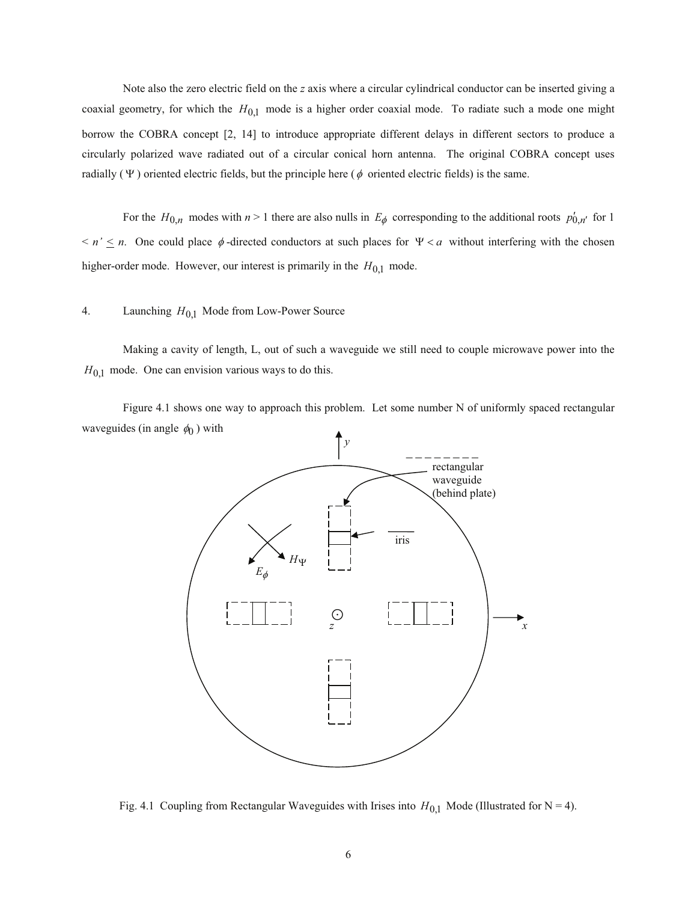Note also the zero electric field on the $z$ axis where a circular cylindrical conductor can be inserted giving a coaxial geometry, for which the $H_{0,1}$ mode is a higher order coaxial mode. To radiate such a mode one might borrow the COBRA concept [2, 14] to introduce appropriate different delays in different sectors to produce a circularly polarized wave radiated out of a circular conical horn antenna. The original COBRA concept uses radially ($\Psi$) oriented electric fields, but the principle here ($\phi$ oriented electric fields) is the same.

For the $H_{0,n}$ modes with $n > 1$ there are also nulls in $E_\phi$ corresponding to the additional roots $p'_{0,n'}$ for $1 < n' \leq n$. One could place $\phi$-directed conductors at such places for $\Psi < a$ without interfering with the chosen higher-order mode. However, our interest is primarily in the $H_{0,1}$ mode.

## 4. Launching $H_{0,1}$ Mode from Low-Power Source

Making a cavity of length, L, out of such a waveguide we still need to couple microwave power into the $H_{0,1}$ mode. One can envision various ways to do this.

Figure 4.1 shows one way to approach this problem. Let some number N of uniformly spaced rectangular waveguides (in angle $\phi_0$) with

Fig. 4.1 Coupling from Rectangular Waveguides with Irises into $H_{0,1}$ Mode (Illustrated for N = 4).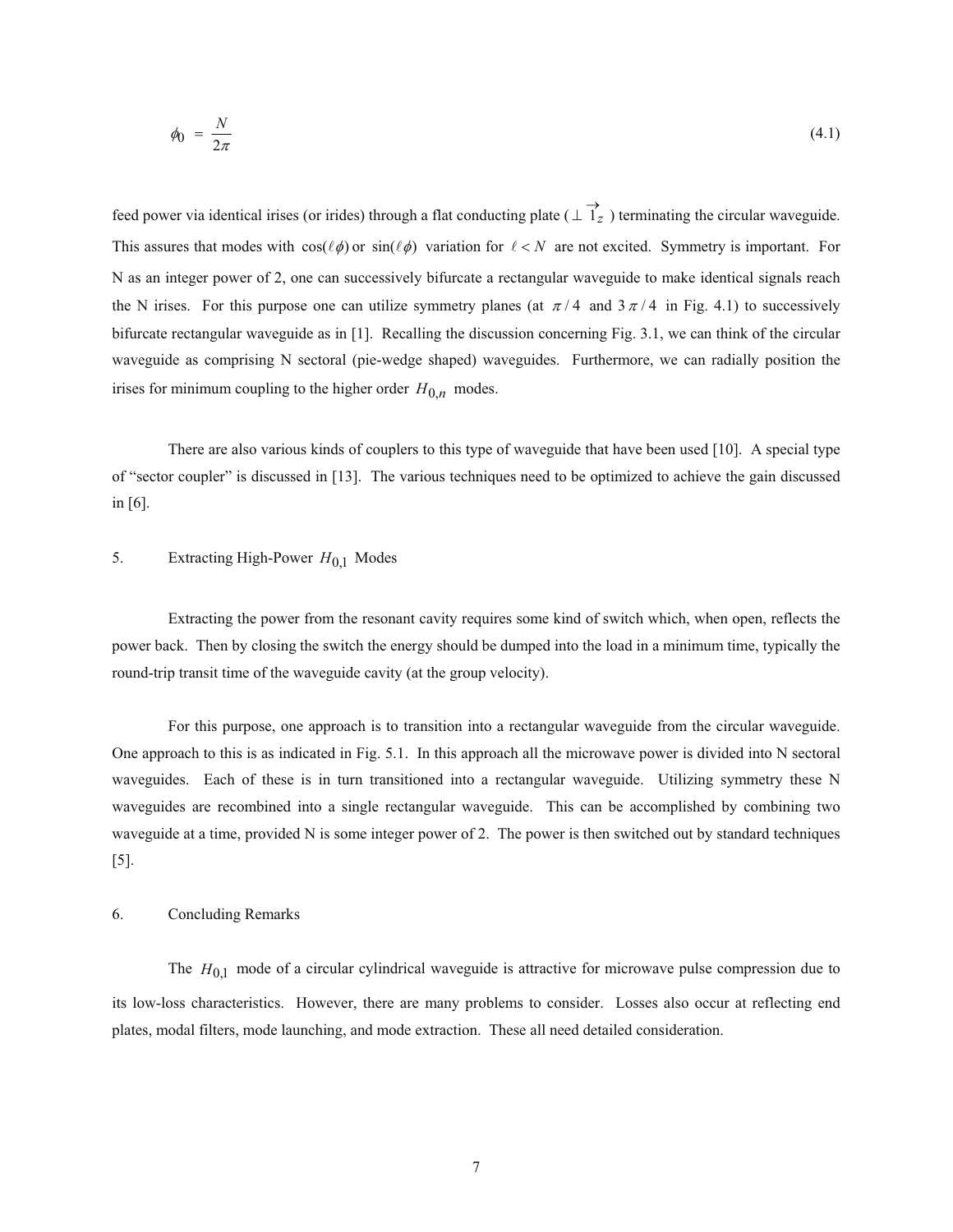$$\phi_0 = \frac{N}{2\pi} \tag{4.1}$$

feed power via identical irises (or irides) through a flat conducting plate ( $\perp \vec{1}_z$ ) terminating the circular waveguide. This assures that modes with $\cos(\ell\phi)$ or $\sin(\ell\phi)$ variation for $\ell < N$ are not excited. Symmetry is important. For N as an integer power of 2, one can successively bifurcate a rectangular waveguide to make identical signals reach the N irises. For this purpose one can utilize symmetry planes (at $\pi / 4$ and $3\pi / 4$ in Fig. 4.1) to successively bifurcate rectangular waveguide as in [1]. Recalling the discussion concerning Fig. 3.1, we can think of the circular waveguide as comprising N sectoral (pie-wedge shaped) waveguides. Furthermore, we can radially position the irises for minimum coupling to the higher order $H_{0,n}$ modes.

There are also various kinds of couplers to this type of waveguide that have been used [10]. A special type of "sector coupler" is discussed in [13]. The various techniques need to be optimized to achieve the gain discussed in [6].

## 5. Extracting High-Power $H_{0,1}$ Modes

Extracting the power from the resonant cavity requires some kind of switch which, when open, reflects the power back. Then by closing the switch the energy should be dumped into the load in a minimum time, typically the round-trip transit time of the waveguide cavity (at the group velocity).

For this purpose, one approach is to transition into a rectangular waveguide from the circular waveguide. One approach to this is as indicated in Fig. 5.1. In this approach all the microwave power is divided into N sectoral waveguides. Each of these is in turn transitioned into a rectangular waveguide. Utilizing symmetry these N waveguides are recombined into a single rectangular waveguide. This can be accomplished by combining two waveguide at a time, provided N is some integer power of 2. The power is then switched out by standard techniques [5].

## 6. Concluding Remarks

The $H_{0,1}$ mode of a circular cylindrical waveguide is attractive for microwave pulse compression due to its low-loss characteristics. However, there are many problems to consider. Losses also occur at reflecting end plates, modal filters, mode launching, and mode extraction. These all need detailed consideration.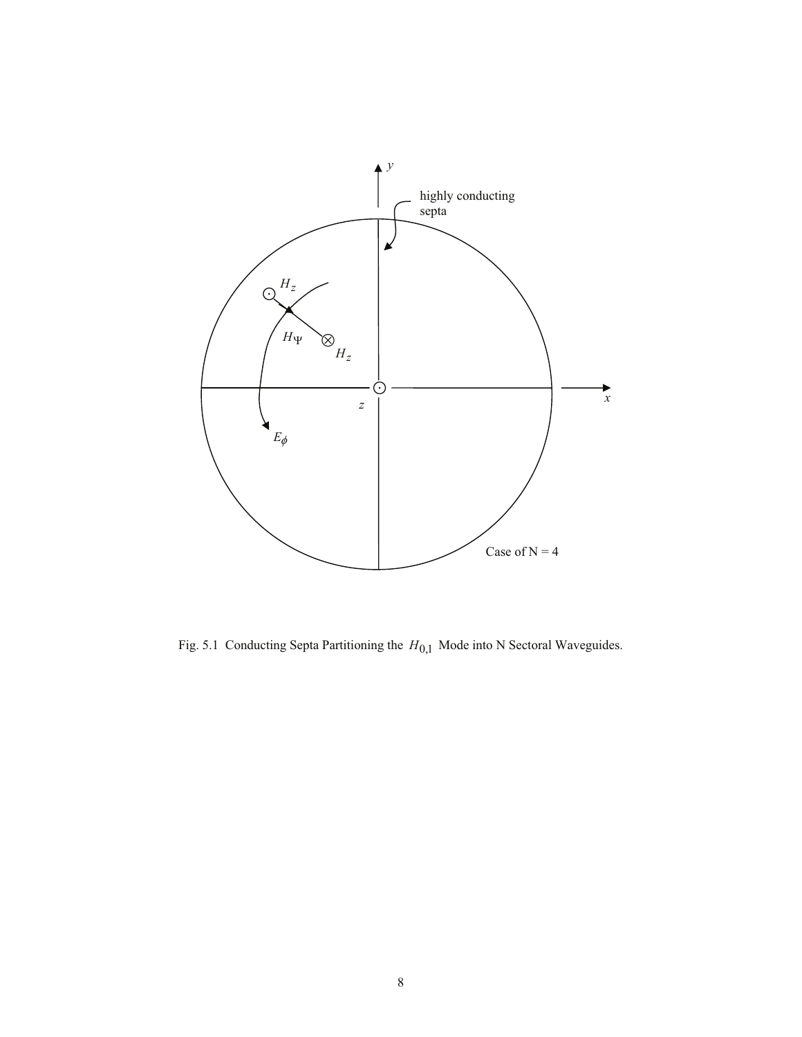Fig. 5.1 Conducting Septa Partitioning the $H_{0,1}$ Mode into N Sectoral Waveguides.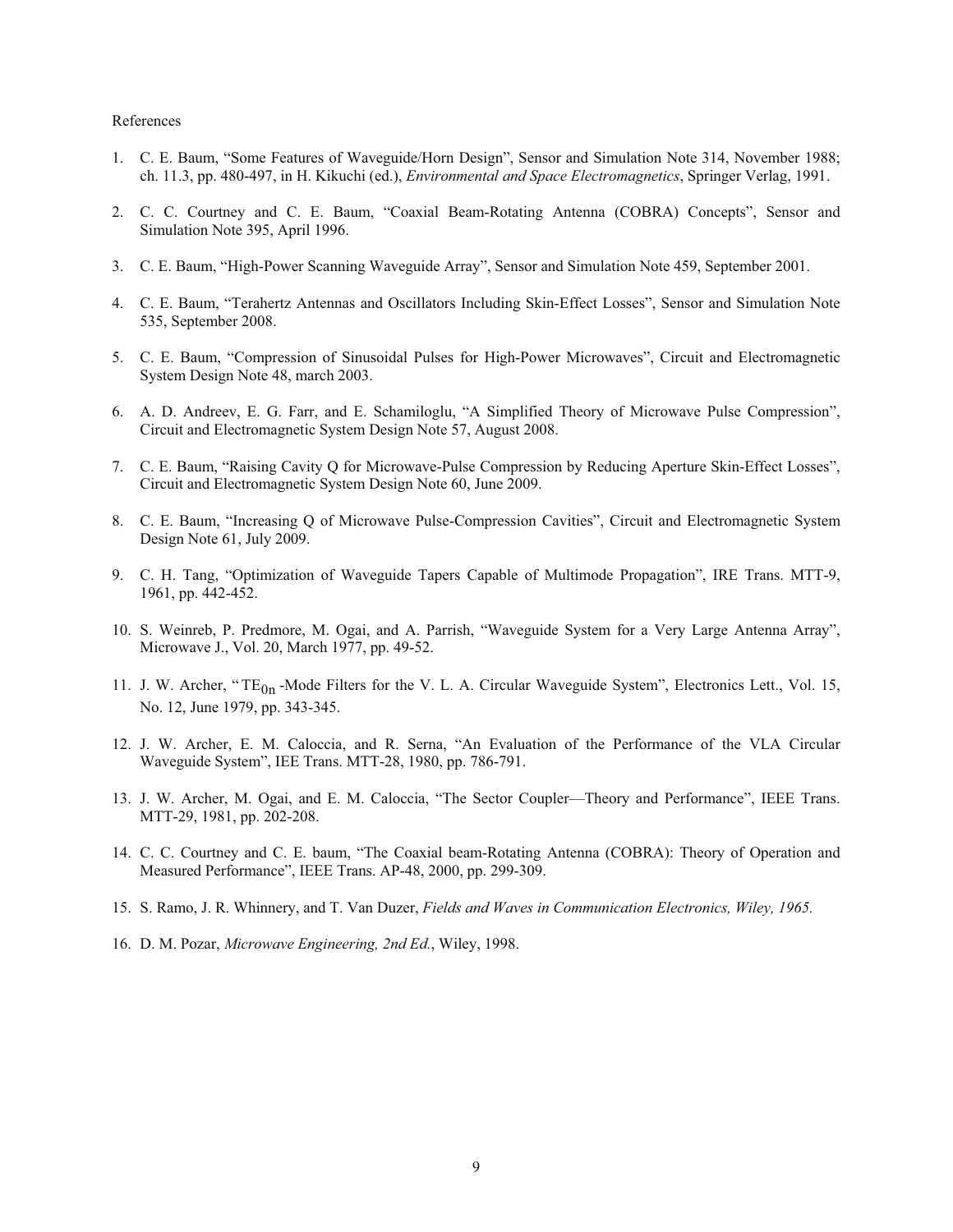References

1. C. E. Baum, "Some Features of Waveguide/Horn Design", Sensor and Simulation Note 314, November 1988; ch. 11.3, pp. 480-497, in H. Kikuchi (ed.), *Environmental and Space Electromagnetics*, Springer Verlag, 1991.

2. C. C. Courtney and C. E. Baum, "Coaxial Beam-Rotating Antenna (COBRA) Concepts", Sensor and Simulation Note 395, April 1996.

3. C. E. Baum, "High-Power Scanning Waveguide Array", Sensor and Simulation Note 459, September 2001.

4. C. E. Baum, "Terahertz Antennas and Oscillators Including Skin-Effect Losses", Sensor and Simulation Note 535, September 2008.

5. C. E. Baum, "Compression of Sinusoidal Pulses for High-Power Microwaves", Circuit and Electromagnetic System Design Note 48, march 2003.

6. A. D. Andreev, E. G. Farr, and E. Schamiloglu, "A Simplified Theory of Microwave Pulse Compression", Circuit and Electromagnetic System Design Note 57, August 2008.

7. C. E. Baum, "Raising Cavity Q for Microwave-Pulse Compression by Reducing Aperture Skin-Effect Losses", Circuit and Electromagnetic System Design Note 60, June 2009.

8. C. E. Baum, "Increasing Q of Microwave Pulse-Compression Cavities", Circuit and Electromagnetic System Design Note 61, July 2009.

9. C. H. Tang, "Optimization of Waveguide Tapers Capable of Multimode Propagation", IRE Trans. MTT-9, 1961, pp. 442-452.

10. S. Weinreb, P. Predmore, M. Ogai, and A. Parrish, "Waveguide System for a Very Large Antenna Array", Microwave J., Vol. 20, March 1977, pp. 49-52.

11. J. W. Archer, " $TE_{0n}$ -Mode Filters for the V. L. A. Circular Waveguide System", Electronics Lett., Vol. 15, No. 12, June 1979, pp. 343-345.

12. J. W. Archer, E. M. Caloccia, and R. Serna, "An Evaluation of the Performance of the VLA Circular Waveguide System", IEE Trans. MTT-28, 1980, pp. 786-791.

13. J. W. Archer, M. Ogai, and E. M. Caloccia, "The Sector Coupler—Theory and Performance", IEEE Trans. MTT-29, 1981, pp. 202-208.

14. C. C. Courtney and C. E. baum, "The Coaxial beam-Rotating Antenna (COBRA): Theory of Operation and Measured Performance", IEEE Trans. AP-48, 2000, pp. 299-309.

15. S. Ramo, J. R. Whinnery, and T. Van Duzer, *Fields and Waves in Communication Electronics, Wiley, 1965.*

16. D. M. Pozar, *Microwave Engineering, 2nd Ed.*, Wiley, 1998.